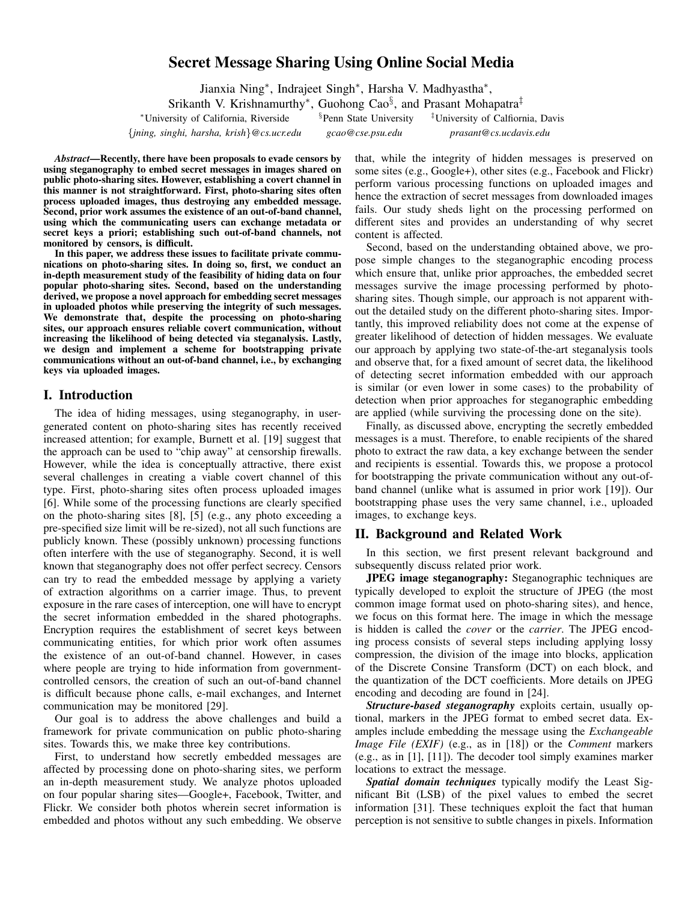# Secret Message Sharing Using Online Social Media

Jianxia Ning*, Indrajeet Singh*, Harsha V. Madhyastha*,
Srikanth V. Krishnamurthy*, Guohong Cao§, and Prasant Mohapatra‡

*University of California, Riverside §Penn State University ‡University of Calfiornia, Davis

{jning, singhi, harsha, krish}@cs.ucr.edu gcao@cse.psu.edu prasant@cs.ucdavis.edu

***Abstract*—Recently, there have been proposals to evade censors by using steganography to embed secret messages in images shared on public photo-sharing sites. However, establishing a covert channel in this manner is not straightforward. First, photo-sharing sites often process uploaded images, thus destroying any embedded message. Second, prior work assumes the existence of an out-of-band channel, using which the communicating users can exchange metadata or secret keys a priori; establishing such out-of-band channels, not monitored by censors, is difficult.**

**In this paper, we address these issues to facilitate private communications on photo-sharing sites. In doing so, first, we conduct an in-depth measurement study of the feasibility of hiding data on four popular photo-sharing sites. Second, based on the understanding derived, we propose a novel approach for embedding secret messages in uploaded photos while preserving the integrity of such messages. We demonstrate that, despite the processing on photo-sharing sites, our approach ensures reliable covert communication, without increasing the likelihood of being detected via steganalysis. Lastly, we design and implement a scheme for bootstrapping private communications without an out-of-band channel, i.e., by exchanging keys via uploaded images.**

## I. Introduction

The idea of hiding messages, using steganography, in user-generated content on photo-sharing sites has recently received increased attention; for example, Burnett et al. [19] suggest that the approach can be used to "chip away" at censorship firewalls. However, while the idea is conceptually attractive, there exist several challenges in creating a viable covert channel of this type. First, photo-sharing sites often process uploaded images [6]. While some of the processing functions are clearly specified on the photo-sharing sites [8], [5] (e.g., any photo exceeding a pre-specified size limit will be re-sized), not all such functions are publicly known. These (possibly unknown) processing functions often interfere with the use of steganography. Second, it is well known that steganography does not offer perfect secrecy. Censors can try to read the embedded message by applying a variety of extraction algorithms on a carrier image. Thus, to prevent exposure in the rare cases of interception, one will have to encrypt the secret information embedded in the shared photographs. Encryption requires the establishment of secret keys between communicating entities, for which prior work often assumes the existence of an out-of-band channel. However, in cases where people are trying to hide information from government-controlled censors, the creation of such an out-of-band channel is difficult because phone calls, e-mail exchanges, and Internet communication may be monitored [29].

Our goal is to address the above challenges and build a framework for private communication on public photo-sharing sites. Towards this, we make three key contributions.

First, to understand how secretly embedded messages are affected by processing done on photo-sharing sites, we perform an in-depth measurement study. We analyze photos uploaded on four popular sharing sites—Google+, Facebook, Twitter, and Flickr. We consider both photos wherein secret information is embedded and photos without any such embedding. We observe that, while the integrity of hidden messages is preserved on some sites (e.g., Google+), other sites (e.g., Facebook and Flickr) perform various processing functions on uploaded images and hence the extraction of secret messages from downloaded images fails. Our study sheds light on the processing performed on different sites and provides an understanding of why secret content is affected.

Second, based on the understanding obtained above, we propose simple changes to the steganographic encoding process which ensure that, unlike prior approaches, the embedded secret messages survive the image processing performed by photo-sharing sites. Though simple, our approach is not apparent without the detailed study on the different photo-sharing sites. Importantly, this improved reliability does not come at the expense of greater likelihood of detection of hidden messages. We evaluate our approach by applying two state-of-the-art steganalysis tools and observe that, for a fixed amount of secret data, the likelihood of detecting secret information embedded with our approach is similar (or even lower in some cases) to the probability of detection when prior approaches for steganographic embedding are applied (while surviving the processing done on the site).

Finally, as discussed above, encrypting the secretly embedded messages is a must. Therefore, to enable recipients of the shared photo to extract the raw data, a key exchange between the sender and recipients is essential. Towards this, we propose a protocol for bootstrapping the private communication without any out-of-band channel (unlike what is assumed in prior work [19]). Our bootstrapping phase uses the very same channel, i.e., uploaded images, to exchange keys.

## II. Background and Related Work

In this section, we first present relevant background and subsequently discuss related prior work.

**JPEG image steganography:** Steganographic techniques are typically developed to exploit the structure of JPEG (the most common image format used on photo-sharing sites), and hence, we focus on this format here. The image in which the message is hidden is called the *cover* or the *carrier*. The JPEG encoding process consists of several steps including applying lossy compression, the division of the image into blocks, application of the Discrete Consine Transform (DCT) on each block, and the quantization of the DCT coefficients. More details on JPEG encoding and decoding are found in [24].

***Structure-based steganography*** exploits certain, usually optional, markers in the JPEG format to embed secret data. Examples include embedding the message using the *Exchangeable Image File (EXIF)* (e.g., as in [18]) or the *Comment* markers (e.g., as in [1], [11]). The decoder tool simply examines marker locations to extract the message.

***Spatial domain techniques*** typically modify the Least Significant Bit (LSB) of the pixel values to embed the secret information [31]. These techniques exploit the fact that human perception is not sensitive to subtle changes in pixels. Information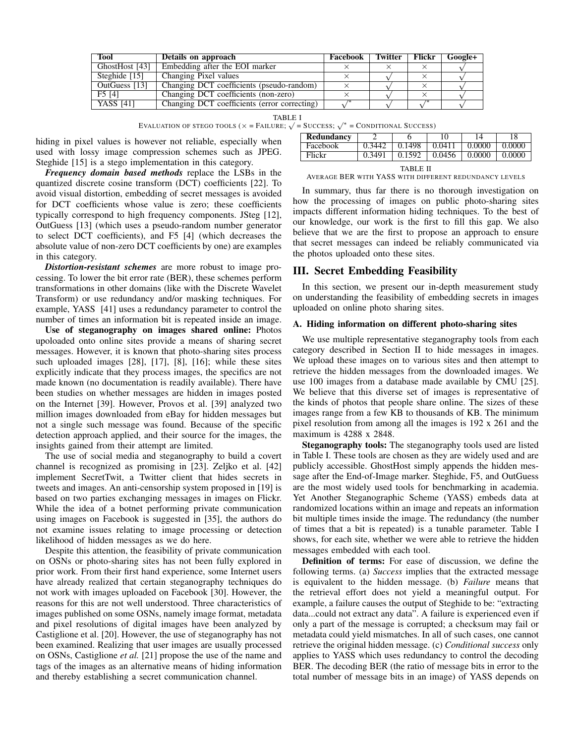| Tool | Details on approach | Facebook | Twitter | Flickr | Google+ |
|---|---|---|---|---|---|
| GhostHost [43] | Embedding after the EOI marker | × | × | × | √ |
| Steghide [15] | Changing Pixel values | × | √ | × | √ |
| OutGuess [13] | Changing DCT coefficients (pseudo-random) | × | √ | × | √ |
| F5 [4] | Changing DCT coefficients (non-zero) | × | √ | × | √ |
| YASS [41] | Changing DCT coefficients (error correcting) | $\surd^*$ | √ | $\surd^*$ | √ |

TABLE I
EVALUATION OF STEGO TOOLS (× = FAILURE; √ = SUCCESS; $\surd^*$ = CONDITIONAL SUCCESS)

hiding in pixel values is however not reliable, especially when used with lossy image compression schemes such as JPEG. Steghide [15] is a stego implementation in this category.

***Frequency domain based methods*** replace the LSBs in the quantized discrete cosine transform (DCT) coefficients [22]. To avoid visual distortion, embedding of secret messages is avoided for DCT coefficients whose value is zero; these coefficients typically correspond to high frequency components. JSteg [12], OutGuess [13] (which uses a pseudo-random number generator to select DCT coefficients), and F5 [4] (which decreases the absolute value of non-zero DCT coefficients by one) are examples in this category.

***Distortion-resistant schemes*** are more robust to image processing. To lower the bit error rate (BER), these schemes perform transformations in other domains (like with the Discrete Wavelet Transform) or use redundancy and/or masking techniques. For example, YASS [41] uses a redundancy parameter to control the number of times an information bit is repeated inside an image.

**Use of steganography on images shared online:** Photos upoloaded onto online sites provide a means of sharing secret messages. However, it is known that photo-sharing sites process such uploaded images [28], [17], [8], [16]; while these sites explicitly indicate that they process images, the specifics are not made known (no documentation is readily available). There have been studies on whether messages are hidden in images posted on the Internet [39]. However, Provos et al. [39] analyzed two million images downloaded from eBay for hidden messages but not a single such message was found. Because of the specific detection approach applied, and their source for the images, the insights gained from their attempt are limited.

The use of social media and steganography to build a covert channel is recognized as promising in [23]. Zeljko et al. [42] implement SecretTwit, a Twitter client that hides secrets in tweets and images. An anti-censorship system proposed in [19] is based on two parties exchanging messages in images on Flickr. While the idea of a botnet performing private communication using images on Facebook is suggested in [35], the authors do not examine issues relating to image processing or detection likelihood of hidden messages as we do here.

Despite this attention, the feasibility of private communication on OSNs or photo-sharing sites has not been fully explored in prior work. From their first hand experience, some Internet users have already realized that certain steganography techniques do not work with images uploaded on Facebook [30]. However, the reasons for this are not well understood. Three characteristics of images published on some OSNs, namely image format, metadata and pixel resolutions of digital images have been analyzed by Castiglione et al. [20]. However, the use of steganography has not been examined. Realizing that user images are usually processed on OSNs, Castiglione *et al.* [21] propose the use of the name and tags of the images as an alternative means of hiding information and thereby establishing a secret communication channel.

| Redundancy | 2 | 6 | 10 | 14 | 18 |
|---|---|---|---|---|---|
| Facebook | 0.3442 | 0.1498 | 0.0411 | 0.0000 | 0.0000 |
| Flickr | 0.3491 | 0.1592 | 0.0456 | 0.0000 | 0.0000 |

TABLE II
AVERAGE BER WITH YASS WITH DIFFERENT REDUNDANCY LEVELS

In summary, thus far there is no thorough investigation on how the processing of images on public photo-sharing sites impacts different information hiding techniques. To the best of our knowledge, our work is the first to fill this gap. We also believe that we are the first to propose an approach to ensure that secret messages can indeed be reliably communicated via the photos uploaded onto these sites.

## III. Secret Embedding Feasibility

In this section, we present our in-depth measurement study on understanding the feasibility of embedding secrets in images uploaded on online photo sharing sites.

### A. Hiding information on different photo-sharing sites

We use multiple representative steganography tools from each category described in Section II to hide messages in images. We upload these images on to various sites and then attempt to retrieve the hidden messages from the downloaded images. We use 100 images from a database made available by CMU [25]. We believe that this diverse set of images is representative of the kinds of photos that people share online. The sizes of these images range from a few KB to thousands of KB. The minimum pixel resolution from among all the images is 192 x 261 and the maximum is 4288 x 2848.

**Steganography tools:** The steganography tools used are listed in Table I. These tools are chosen as they are widely used and are publicly accessible. GhostHost simply appends the hidden message after the End-of-Image marker. Steghide, F5, and OutGuess are the most widely used tools for benchmarking in academia. Yet Another Steganographic Scheme (YASS) embeds data at randomized locations within an image and repeats an information bit multiple times inside the image. The redundancy (the number of times that a bit is repeated) is a tunable parameter. Table I shows, for each site, whether we were able to retrieve the hidden messages embedded with each tool.

**Definition of terms:** For ease of discussion, we define the following terms. (a) *Success* implies that the extracted message is equivalent to the hidden message. (b) *Failure* means that the retrieval effort does not yield a meaningful output. For example, a failure causes the output of Steghide to be: "extracting data...could not extract any data". A failure is experienced even if only a part of the message is corrupted; a checksum may fail or metadata could yield mismatches. In all of such cases, one cannot retrieve the original hidden message. (c) *Conditional success* only applies to YASS which uses redundancy to control the decoding BER. The decoding BER (the ratio of message bits in error to the total number of message bits in an image) of YASS depends on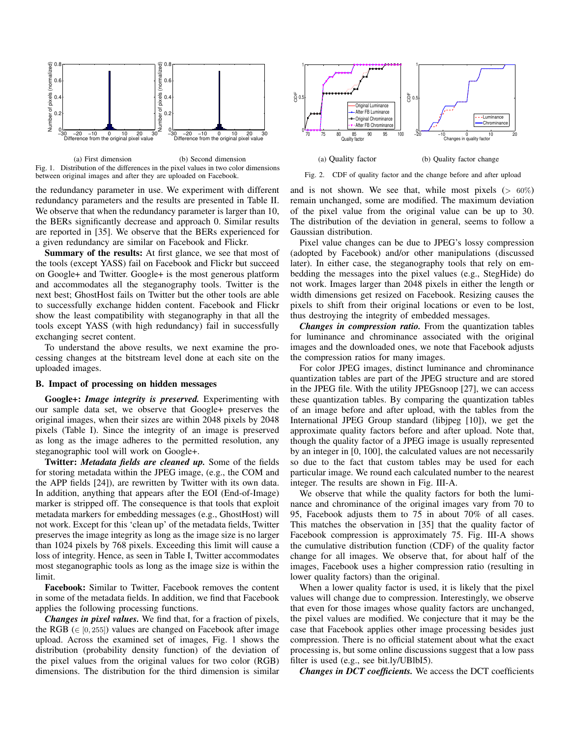Number of pixels (normalized)

0.8
0.6
0.4
0.2
0
−30 −20 −10 0 10 20 30
Difference from the original pixel value

(a) First dimension

Number of pixels (normalized)

0.8
0.6
0.4
0.2
0
−30 −20 −10 0 10 20 30
Difference from the original pixel value

(b) Second dimension

Fig. 1. Distribution of the differences in the pixel values in two color dimensions between original images and after they are uploaded on Facebook.

CDF

1
0.5
0
70 75 80 85 90 95 100
Quality factor

Original Luminance
After FB Luminance
Original Chrominance
After FB Chrominance

(a) Quality factor

CDF

1
0.5
0
−20 −10 0 10 20
Changes in quality factor

Luminance
Chrominance

(b) Quality factor change

Fig. 2. CDF of quality factor and the change before and after upload

the redundancy parameter in use. We experiment with different redundancy parameters and the results are presented in Table II. We observe that when the redundancy parameter is larger than 10, the BERs significantly decrease and approach 0. Similar results are reported in [35]. We observe that the BERs experienced for a given redundancy are similar on Facebook and Flickr.

**Summary of the results:** At first glance, we see that most of the tools (except YASS) fail on Facebook and Flickr but succeed on Google+ and Twitter. Google+ is the most generous platform and accommodates all the steganography tools. Twitter is the next best; GhostHost fails on Twitter but the other tools are able to successfully exchange hidden content. Facebook and Flickr show the least compatibility with steganography in that all the tools except YASS (with high redundancy) fail in successfully exchanging secret content.

To understand the above results, we next examine the processing changes at the bitstream level done at each site on the uploaded images.

### B. Impact of processing on hidden messages

**Google+:** ***Image integrity is preserved.*** Experimenting with our sample data set, we observe that Google+ preserves the original images, when their sizes are within 2048 pixels by 2048 pixels (Table I). Since the integrity of an image is preserved as long as the image adheres to the permitted resolution, any steganographic tool will work on Google+.

**Twitter:** ***Metadata fields are cleaned up.*** Some of the fields for storing metadata within the JPEG image, (e.g., the COM and the APP fields [24]), are rewritten by Twitter with its own data. In addition, anything that appears after the EOI (End-of-Image) marker is stripped off. The consequence is that tools that exploit metadata markers for embedding messages (e.g., GhostHost) will not work. Except for this 'clean up' of the metadata fields, Twitter preserves the image integrity as long as the image size is no larger than 1024 pixels by 768 pixels. Exceeding this limit will cause a loss of integrity. Hence, as seen in Table I, Twitter accommodates most steganographic tools as long as the image size is within the limit.

**Facebook:** Similar to Twitter, Facebook removes the content in some of the metadata fields. In addition, we find that Facebook applies the following processing functions.

***Changes in pixel values.*** We find that, for a fraction of pixels, the RGB ($\in [0, 255]$) values are changed on Facebook after image upload. Across the examined set of images, Fig. 1 shows the distribution (probability density function) of the deviation of the pixel values from the original values for two color (RGB) dimensions. The distribution for the third dimension is similar and is not shown. We see that, while most pixels ($> 60\%$) remain unchanged, some are modified. The maximum deviation of the pixel value from the original value can be up to 30. The distribution of the deviation in general, seems to follow a Gaussian distribution.

Pixel value changes can be due to JPEG's lossy compression (adopted by Facebook) and/or other manipulations (discussed later). In either case, the steganography tools that rely on embedding the messages into the pixel values (e.g., StegHide) do not work. Images larger than 2048 pixels in either the length or width dimensions get resized on Facebook. Resizing causes the pixels to shift from their original locations or even to be lost, thus destroying the integrity of embedded messages.

***Changes in compression ratio.*** From the quantization tables for luminance and chrominance associated with the original images and the downloaded ones, we note that Facebook adjusts the compression ratios for many images.

For color JPEG images, distinct luminance and chrominance quantization tables are part of the JPEG structure and are stored in the JPEG file. With the utility JPEGsnoop [27], we can access these quantization tables. By comparing the quantization tables of an image before and after upload, with the tables from the International JPEG Group standard (libjpeg [10]), we get the approximate quality factors before and after upload. Note that, though the quality factor of a JPEG image is usually represented by an integer in [0, 100], the calculated values are not necessarily so due to the fact that custom tables may be used for each particular image. We round each calculated number to the nearest integer. The results are shown in Fig. III-A.

We observe that while the quality factors for both the luminance and chrominance of the original images vary from 70 to 95, Facebook adjusts them to 75 in about 70% of all cases. This matches the observation in [35] that the quality factor of Facebook compression is approximately 75. Fig. III-A shows the cumulative distribution function (CDF) of the quality factor change for all images. We observe that, for about half of the images, Facebook uses a higher compression ratio (resulting in lower quality factors) than the original.

When a lower quality factor is used, it is likely that the pixel values will change due to compression. Interestingly, we observe that even for those images whose quality factors are unchanged, the pixel values are modified. We conjecture that it may be the case that Facebook applies other image processing besides just compression. There is no official statement about what the exact processing is, but some online discussions suggest that a low pass filter is used (e.g., see bit.ly/UBlbI5).

***Changes in DCT coefficients.*** We access the DCT coefficients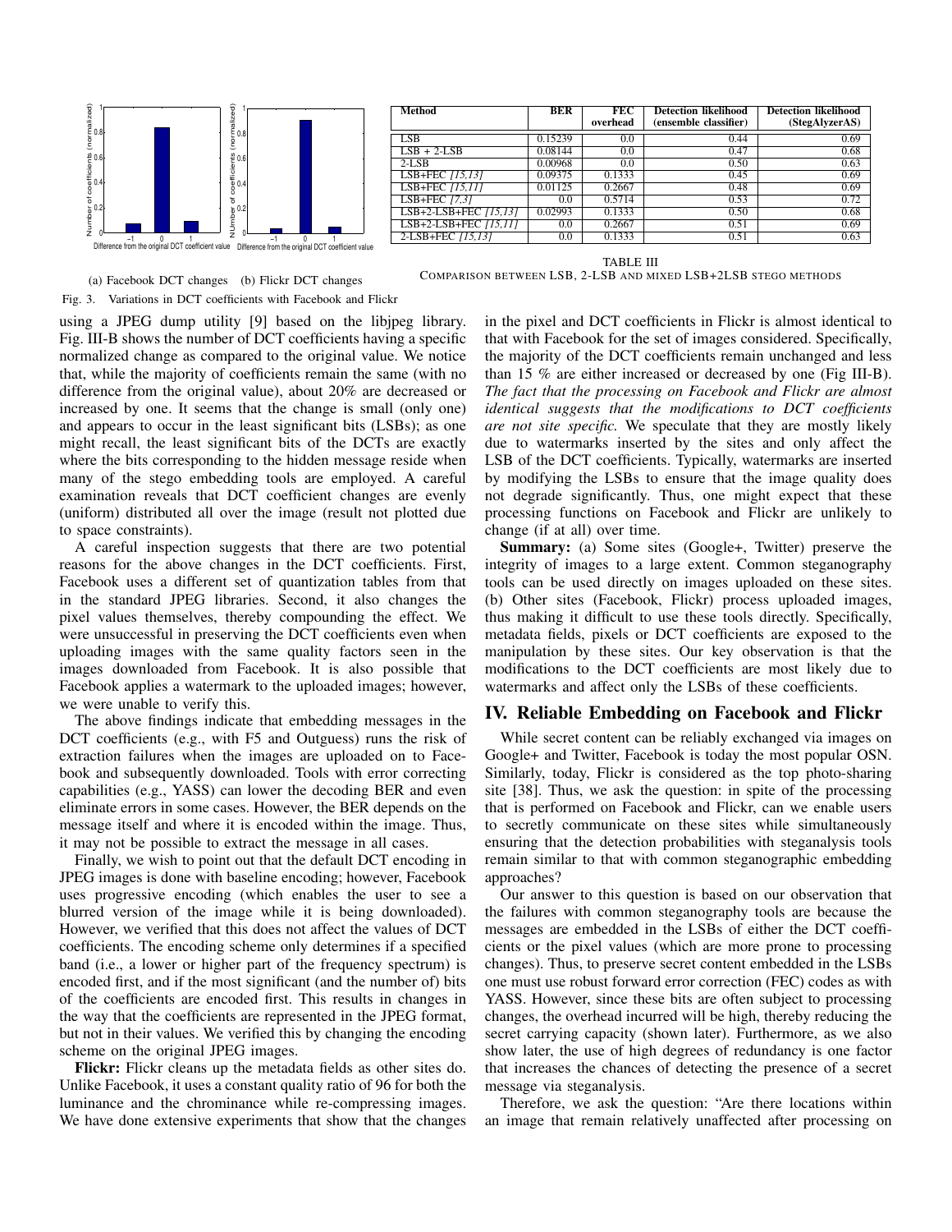Number of coefficients (normalized)
1
0.8
0.6
0.4
0.2
0
−1 0 1
Difference from the original DCT coefficient value

NUmber of coefficients (normalized)
1
0.8
0.6
0.4
0.2
0
−1 0 1
Difference from the original DCT coefficient value

(a) Facebook DCT changes (b) Flickr DCT changes

Fig. 3. Variations in DCT coefficients with Facebook and Flickr

| Method | BER | FEC overhead | Detection likelihood (ensemble classifier) | Detection likelihood (StegAlyzerAS) |
|---|---|---|---|---|
| LSB | 0.15239 | 0.0 | 0.44 | 0.69 |
| LSB + 2-LSB | 0.08144 | 0.0 | 0.47 | 0.68 |
| 2-LSB | 0.00968 | 0.0 | 0.50 | 0.63 |
| LSB+FEC *[15,13]* | 0.09375 | 0.1333 | 0.45 | 0.69 |
| LSB+FEC *[15,11]* | 0.01125 | 0.2667 | 0.48 | 0.69 |
| LSB+FEC *[7,3]* | 0.0 | 0.5714 | 0.53 | 0.72 |
| LSB+2-LSB+FEC *[15,13]* | 0.02993 | 0.1333 | 0.50 | 0.68 |
| LSB+2-LSB+FEC *[15,11]* | 0.0 | 0.2667 | 0.51 | 0.69 |
| 2-LSB+FEC *[15,13]* | 0.0 | 0.1333 | 0.51 | 0.63 |

TABLE III
COMPARISON BETWEEN LSB, 2-LSB AND MIXED LSB+2LSB STEGO METHODS

using a JPEG dump utility [9] based on the libjpeg library. Fig. III-B shows the number of DCT coefficients having a specific normalized change as compared to the original value. We notice that, while the majority of coefficients remain the same (with no difference from the original value), about 20% are decreased or increased by one. It seems that the change is small (only one) and appears to occur in the least significant bits (LSBs); as one might recall, the least significant bits of the DCTs are exactly where the bits corresponding to the hidden message reside when many of the stego embedding tools are employed. A careful examination reveals that DCT coefficient changes are evenly (uniform) distributed all over the image (result not plotted due to space constraints).

A careful inspection suggests that there are two potential reasons for the above changes in the DCT coefficients. First, Facebook uses a different set of quantization tables from that in the standard JPEG libraries. Second, it also changes the pixel values themselves, thereby compounding the effect. We were unsuccessful in preserving the DCT coefficients even when uploading images with the same quality factors seen in the images downloaded from Facebook. It is also possible that Facebook applies a watermark to the uploaded images; however, we were unable to verify this.

The above findings indicate that embedding messages in the DCT coefficients (e.g., with F5 and Outguess) runs the risk of extraction failures when the images are uploaded on to Facebook and subsequently downloaded. Tools with error correcting capabilities (e.g., YASS) can lower the decoding BER and even eliminate errors in some cases. However, the BER depends on the message itself and where it is encoded within the image. Thus, it may not be possible to extract the message in all cases.

Finally, we wish to point out that the default DCT encoding in JPEG images is done with baseline encoding; however, Facebook uses progressive encoding (which enables the user to see a blurred version of the image while it is being downloaded). However, we verified that this does not affect the values of DCT coefficients. The encoding scheme only determines if a specified band (i.e., a lower or higher part of the frequency spectrum) is encoded first, and if the most significant (and the number of) bits of the coefficients are encoded first. This results in changes in the way that the coefficients are represented in the JPEG format, but not in their values. We verified this by changing the encoding scheme on the original JPEG images.

**Flickr:** Flickr cleans up the metadata fields as other sites do. Unlike Facebook, it uses a constant quality ratio of 96 for both the luminance and the chrominance while re-compressing images. We have done extensive experiments that show that the changes in the pixel and DCT coefficients in Flickr is almost identical to that with Facebook for the set of images considered. Specifically, the majority of the DCT coefficients remain unchanged and less than 15 % are either increased or decreased by one (Fig III-B). *The fact that the processing on Facebook and Flickr are almost identical suggests that the modifications to DCT coefficients are not site specific.* We speculate that they are mostly likely due to watermarks inserted by the sites and only affect the LSB of the DCT coefficients. Typically, watermarks are inserted by modifying the LSBs to ensure that the image quality does not degrade significantly. Thus, one might expect that these processing functions on Facebook and Flickr are unlikely to change (if at all) over time.

**Summary:** (a) Some sites (Google+, Twitter) preserve the integrity of images to a large extent. Common steganography tools can be used directly on images uploaded on these sites. (b) Other sites (Facebook, Flickr) process uploaded images, thus making it difficult to use these tools directly. Specifically, metadata fields, pixels or DCT coefficients are exposed to the manipulation by these sites. Our key observation is that the modifications to the DCT coefficients are most likely due to watermarks and affect only the LSBs of these coefficients.

## IV. Reliable Embedding on Facebook and Flickr

While secret content can be reliably exchanged via images on Google+ and Twitter, Facebook is today the most popular OSN. Similarly, today, Flickr is considered as the top photo-sharing site [38]. Thus, we ask the question: in spite of the processing that is performed on Facebook and Flickr, can we enable users to secretly communicate on these sites while simultaneously ensuring that the detection probabilities with steganalysis tools remain similar to that with common steganographic embedding approaches?

Our answer to this question is based on our observation that the failures with common steganography tools are because the messages are embedded in the LSBs of either the DCT coefficients or the pixel values (which are more prone to processing changes). Thus, to preserve secret content embedded in the LSBs one must use robust forward error correction (FEC) codes as with YASS. However, since these bits are often subject to processing changes, the overhead incurred will be high, thereby reducing the secret carrying capacity (shown later). Furthermore, as we also show later, the use of high degrees of redundancy is one factor that increases the chances of detecting the presence of a secret message via steganalysis.

Therefore, we ask the question: "Are there locations within an image that remain relatively unaffected after processing on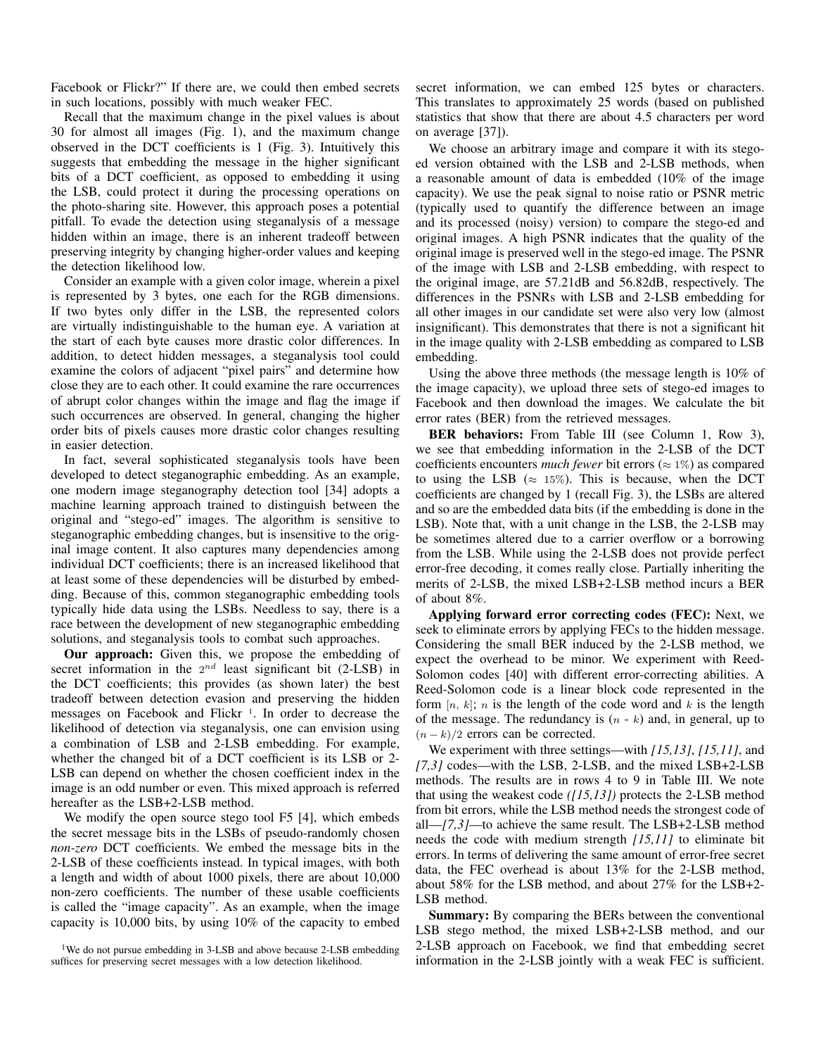Facebook or Flickr?" If there are, we could then embed secrets in such locations, possibly with much weaker FEC.

Recall that the maximum change in the pixel values is about 30 for almost all images (Fig. 1), and the maximum change observed in the DCT coefficients is 1 (Fig. 3). Intuitively this suggests that embedding the message in the higher significant bits of a DCT coefficient, as opposed to embedding it using the LSB, could protect it during the processing operations on the photo-sharing site. However, this approach poses a potential pitfall. To evade the detection using steganalysis of a message hidden within an image, there is an inherent tradeoff between preserving integrity by changing higher-order values and keeping the detection likelihood low.

Consider an example with a given color image, wherein a pixel is represented by 3 bytes, one each for the RGB dimensions. If two bytes only differ in the LSB, the represented colors are virtually indistinguishable to the human eye. A variation at the start of each byte causes more drastic color differences. In addition, to detect hidden messages, a steganalysis tool could examine the colors of adjacent "pixel pairs" and determine how close they are to each other. It could examine the rare occurrences of abrupt color changes within the image and flag the image if such occurrences are observed. In general, changing the higher order bits of pixels causes more drastic color changes resulting in easier detection.

In fact, several sophisticated steganalysis tools have been developed to detect steganographic embedding. As an example, one modern image steganography detection tool [34] adopts a machine learning approach trained to distinguish between the original and "stego-ed" images. The algorithm is sensitive to steganographic embedding changes, but is insensitive to the original image content. It also captures many dependencies among individual DCT coefficients; there is an increased likelihood that at least some of these dependencies will be disturbed by embedding. Because of this, common steganographic embedding tools typically hide data using the LSBs. Needless to say, there is a race between the development of new steganographic embedding solutions, and steganalysis tools to combat such approaches.

**Our approach:** Given this, we propose the embedding of secret information in the $2^{nd}$ least significant bit (2-LSB) in the DCT coefficients; this provides (as shown later) the best tradeoff between detection evasion and preserving the hidden messages on Facebook and Flickr [1]. In order to decrease the likelihood of detection via steganalysis, one can envision using a combination of LSB and 2-LSB embedding. For example, whether the changed bit of a DCT coefficient is its LSB or 2-LSB can depend on whether the chosen coefficient index in the image is an odd number or even. This mixed approach is referred hereafter as the LSB+2-LSB method.

We modify the open source stego tool F5 [4], which embeds the secret message bits in the LSBs of pseudo-randomly chosen *non-zero* DCT coefficients. We embed the message bits in the 2-LSB of these coefficients instead. In typical images, with both a length and width of about 1000 pixels, there are about 10,000 non-zero coefficients. The number of these usable coefficients is called the "image capacity". As an example, when the image capacity is 10,000 bits, by using 10% of the capacity to embed secret information, we can embed 125 bytes or characters. This translates to approximately 25 words (based on published statistics that show that there are about 4.5 characters per word on average [37]).

We choose an arbitrary image and compare it with its stego-ed version obtained with the LSB and 2-LSB methods, when a reasonable amount of data is embedded (10% of the image capacity). We use the peak signal to noise ratio or PSNR metric (typically used to quantify the difference between an image and its processed (noisy) version) to compare the stego-ed and original images. A high PSNR indicates that the quality of the original image is preserved well in the stego-ed image. The PSNR of the image with LSB and 2-LSB embedding, with respect to the original image, are 57.21dB and 56.82dB, respectively. The differences in the PSNRs with LSB and 2-LSB embedding for all other images in our candidate set were also very low (almost insignificant). This demonstrates that there is not a significant hit in the image quality with 2-LSB embedding as compared to LSB embedding.

Using the above three methods (the message length is 10% of the image capacity), we upload three sets of stego-ed images to Facebook and then download the images. We calculate the bit error rates (BER) from the retrieved messages.

**BER behaviors:** From Table III (see Column 1, Row 3), we see that embedding information in the 2-LSB of the DCT coefficients encounters *much fewer* bit errors ($\approx 1\%$) as compared to using the LSB ($\approx 15\%$). This is because, when the DCT coefficients are changed by 1 (recall Fig. 3), the LSBs are altered and so are the embedded data bits (if the embedding is done in the LSB). Note that, with a unit change in the LSB, the 2-LSB may be sometimes altered due to a carrier overflow or a borrowing from the LSB. While using the 2-LSB does not provide perfect error-free decoding, it comes really close. Partially inheriting the merits of 2-LSB, the mixed LSB+2-LSB method incurs a BER of about 8%.

**Applying forward error correcting codes (FEC):** Next, we seek to eliminate errors by applying FECs to the hidden message. Considering the small BER induced by the 2-LSB method, we expect the overhead to be minor. We experiment with Reed-Solomon codes [40] with different error-correcting abilities. A Reed-Solomon code is a linear block code represented in the form $[n, k]$; $n$ is the length of the code word and $k$ is the length of the message. The redundancy is $(n$ - $k)$ and, in general, up to $(n - k)/2$ errors can be corrected.

We experiment with three settings—with *[15,13]*, *[15,11]*, and *[7,3]* codes—with the LSB, 2-LSB, and the mixed LSB+2-LSB methods. The results are in rows 4 to 9 in Table III. We note that using the weakest code *([15,13])* protects the 2-LSB method from bit errors, while the LSB method needs the strongest code of all—*[7,3]*—to achieve the same result. The LSB+2-LSB method needs the code with medium strength *[15,11]* to eliminate bit errors. In terms of delivering the same amount of error-free secret data, the FEC overhead is about 13% for the 2-LSB method, about 58% for the LSB method, and about 27% for the LSB+2-LSB method.

**Summary:** By comparing the BERs between the conventional LSB stego method, the mixed LSB+2-LSB method, and our 2-LSB approach on Facebook, we find that embedding secret information in the 2-LSB jointly with a weak FEC is sufficient.

[1] We do not pursue embedding in 3-LSB and above because 2-LSB embedding suffices for preserving secret messages with a low detection likelihood.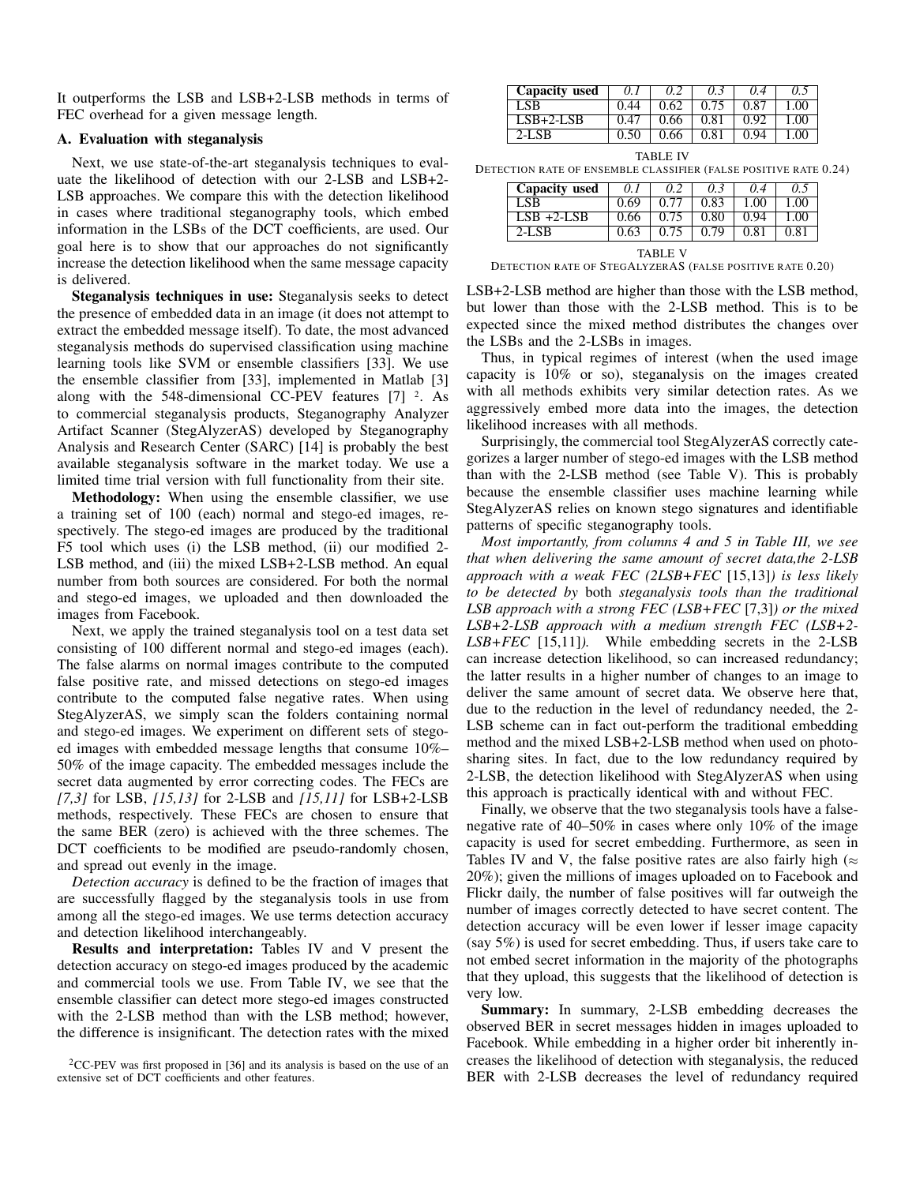It outperforms the LSB and LSB+2-LSB methods in terms of FEC overhead for a given message length.

### A. Evaluation with steganalysis

Next, we use state-of-the-art steganalysis techniques to evaluate the likelihood of detection with our 2-LSB and LSB+2-LSB approaches. We compare this with the detection likelihood in cases where traditional steganography tools, which embed information in the LSBs of the DCT coefficients, are used. Our goal here is to show that our approaches do not significantly increase the detection likelihood when the same message capacity is delivered.

**Steganalysis techniques in use:** Steganalysis seeks to detect the presence of embedded data in an image (it does not attempt to extract the embedded message itself). To date, the most advanced steganalysis methods do supervised classification using machine learning tools like SVM or ensemble classifiers [33]. We use the ensemble classifier from [33], implemented in Matlab [3] along with the 548-dimensional CC-PEV features [7] [2]. As to commercial steganalysis products, Steganography Analyzer Artifact Scanner (StegAlyzerAS) developed by Steganography Analysis and Research Center (SARC) [14] is probably the best available steganalysis software in the market today. We use a limited time trial version with full functionality from their site.

**Methodology:** When using the ensemble classifier, we use a training set of 100 (each) normal and stego-ed images, respectively. The stego-ed images are produced by the traditional F5 tool which uses (i) the LSB method, (ii) our modified 2-LSB method, and (iii) the mixed LSB+2-LSB method. An equal number from both sources are considered. For both the normal and stego-ed images, we uploaded and then downloaded the images from Facebook.

Next, we apply the trained steganalysis tool on a test data set consisting of 100 different normal and stego-ed images (each). The false alarms on normal images contribute to the computed false positive rate, and missed detections on stego-ed images contribute to the computed false negative rates. When using StegAlyzerAS, we simply scan the folders containing normal and stego-ed images. We experiment on different sets of stego-ed images with embedded message lengths that consume 10%–50% of the image capacity. The embedded messages include the secret data augmented by error correcting codes. The FECs are *[7,3]* for LSB, *[15,13]* for 2-LSB and *[15,11]* for LSB+2-LSB methods, respectively. These FECs are chosen to ensure that the same BER (zero) is achieved with the three schemes. The DCT coefficients to be modified are pseudo-randomly chosen, and spread out evenly in the image.

*Detection accuracy* is defined to be the fraction of images that are successfully flagged by the steganalysis tools in use from among all the stego-ed images. We use terms detection accuracy and detection likelihood interchangeably.

**Results and interpretation:** Tables IV and V present the detection accuracy on stego-ed images produced by the academic and commercial tools we use. From Table IV, we see that the ensemble classifier can detect more stego-ed images constructed with the 2-LSB method than with the LSB method; however, the difference is insignificant. The detection rates with the mixed LSB+2-LSB method are higher than those with the LSB method, but lower than those with the 2-LSB method. This is to be expected since the mixed method distributes the changes over the LSBs and the 2-LSBs in images.

| Capacity used | *0.1* | *0.2* | *0.3* | *0.4* | *0.5* |
|---|---|---|---|---|---|
| LSB | 0.44 | 0.62 | 0.75 | 0.87 | 1.00 |
| LSB+2-LSB | 0.47 | 0.66 | 0.81 | 0.92 | 1.00 |
| 2-LSB | 0.50 | 0.66 | 0.81 | 0.94 | 1.00 |

TABLE IV
DETECTION RATE OF ENSEMBLE CLASSIFIER (FALSE POSITIVE RATE 0.24)

| Capacity used | *0.1* | *0.2* | *0.3* | *0.4* | *0.5* |
|---|---|---|---|---|---|
| LSB | 0.69 | 0.77 | 0.83 | 1.00 | 1.00 |
| LSB +2-LSB | 0.66 | 0.75 | 0.80 | 0.94 | 1.00 |
| 2-LSB | 0.63 | 0.75 | 0.79 | 0.81 | 0.81 |

TABLE V
DETECTION RATE OF STEGALYZERAS (FALSE POSITIVE RATE 0.20)

Thus, in typical regimes of interest (when the used image capacity is 10% or so), steganalysis on the images created with all methods exhibits very similar detection rates. As we aggressively embed more data into the images, the detection likelihood increases with all methods.

Surprisingly, the commercial tool StegAlyzerAS correctly categorizes a larger number of stego-ed images with the LSB method than with the 2-LSB method (see Table V). This is probably because the ensemble classifier uses machine learning while StegAlyzerAS relies on known stego signatures and identifiable patterns of specific steganography tools.

*Most importantly, from columns 4 and 5 in Table III, we see that when delivering the same amount of secret data,the 2-LSB approach with a weak FEC (2LSB+FEC* [15,13]*) is less likely to be detected by* both *steganalysis tools than the traditional LSB approach with a strong FEC (LSB+FEC* [7,3]*) or the mixed LSB+2-LSB approach with a medium strength FEC (LSB+2-LSB+FEC* [15,11]*).* While embedding secrets in the 2-LSB can increase detection likelihood, so can increased redundancy; the latter results in a higher number of changes to an image to deliver the same amount of secret data. We observe here that, due to the reduction in the level of redundancy needed, the 2-LSB scheme can in fact out-perform the traditional embedding method and the mixed LSB+2-LSB method when used on photo-sharing sites. In fact, due to the low redundancy required by 2-LSB, the detection likelihood with StegAlyzerAS when using this approach is practically identical with and without FEC.

Finally, we observe that the two steganalysis tools have a false-negative rate of 40–50% in cases where only 10% of the image capacity is used for secret embedding. Furthermore, as seen in Tables IV and V, the false positive rates are also fairly high ($\approx$ 20%); given the millions of images uploaded on to Facebook and Flickr daily, the number of false positives will far outweigh the number of images correctly detected to have secret content. The detection accuracy will be even lower if lesser image capacity (say 5%) is used for secret embedding. Thus, if users take care to not embed secret information in the majority of the photographs that they upload, this suggests that the likelihood of detection is very low.

**Summary:** In summary, 2-LSB embedding decreases the observed BER in secret messages hidden in images uploaded to Facebook. While embedding in a higher order bit inherently increases the likelihood of detection with steganalysis, the reduced BER with 2-LSB decreases the level of redundancy required

[2]CC-PEV was first proposed in [36] and its analysis is based on the use of an extensive set of DCT coefficients and other features.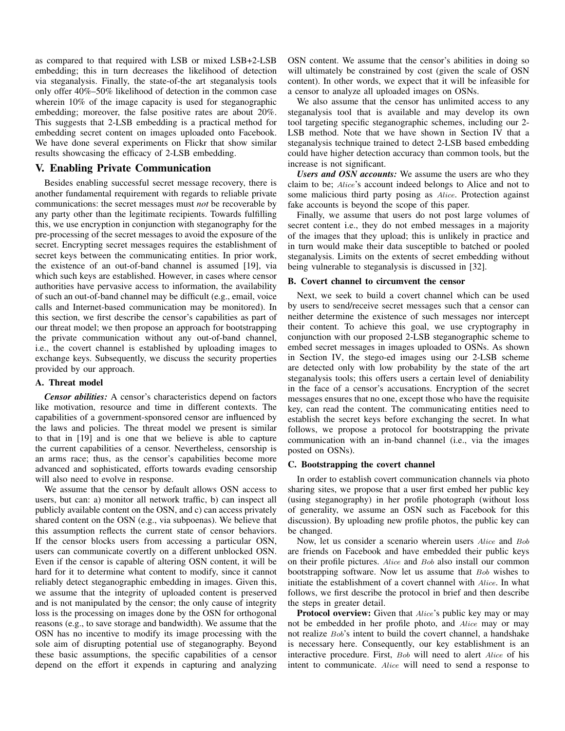as compared to that required with LSB or mixed LSB+2-LSB embedding; this in turn decreases the likelihood of detection via steganalysis. Finally, the state-of-the art steganalysis tools only offer 40%–50% likelihood of detection in the common case wherein 10% of the image capacity is used for steganographic embedding; moreover, the false positive rates are about 20%. This suggests that 2-LSB embedding is a practical method for embedding secret content on images uploaded onto Facebook. We have done several experiments on Flickr that show similar results showcasing the efficacy of 2-LSB embedding.

## V. Enabling Private Communication

Besides enabling successful secret message recovery, there is another fundamental requirement with regards to reliable private communications: the secret messages must *not* be recoverable by any party other than the legitimate recipients. Towards fulfilling this, we use encryption in conjunction with steganography for the pre-processing of the secret messages to avoid the exposure of the secret. Encrypting secret messages requires the establishment of secret keys between the communicating entities. In prior work, the existence of an out-of-band channel is assumed [19], via which such keys are established. However, in cases where censor authorities have pervasive access to information, the availability of such an out-of-band channel may be difficult (e.g., email, voice calls and Internet-based communication may be monitored). In this section, we first describe the censor's capabilities as part of our threat model; we then propose an approach for bootstrapping the private communication without any out-of-band channel, i.e., the covert channel is established by uploading images to exchange keys. Subsequently, we discuss the security properties provided by our approach.

### A. Threat model

***Censor abilities:*** A censor's characteristics depend on factors like motivation, resource and time in different contexts. The capabilities of a government-sponsored censor are influenced by the laws and policies. The threat model we present is similar to that in [19] and is one that we believe is able to capture the current capabilities of a censor. Nevertheless, censorship is an arms race; thus, as the censor's capabilities become more advanced and sophisticated, efforts towards evading censorship will also need to evolve in response.

We assume that the censor by default allows OSN access to users, but can: a) monitor all network traffic, b) can inspect all publicly available content on the OSN, and c) can access privately shared content on the OSN (e.g., via subpoenas). We believe that this assumption reflects the current state of censor behaviors. If the censor blocks users from accessing a particular OSN, users can communicate covertly on a different unblocked OSN. Even if the censor is capable of altering OSN content, it will be hard for it to determine what content to modify, since it cannot reliably detect steganographic embedding in images. Given this, we assume that the integrity of uploaded content is preserved and is not manipulated by the censor; the only cause of integrity loss is the processing on images done by the OSN for orthogonal reasons (e.g., to save storage and bandwidth). We assume that the OSN has no incentive to modify its image processing with the sole aim of disrupting potential use of steganography. Beyond these basic assumptions, the specific capabilities of a censor depend on the effort it expends in capturing and analyzing OSN content. We assume that the censor's abilities in doing so will ultimately be constrained by cost (given the scale of OSN content). In other words, we expect that it will be infeasible for a censor to analyze all uploaded images on OSNs.

We also assume that the censor has unlimited access to any steganalysis tool that is available and may develop its own tool targeting specific steganographic schemes, including our 2-LSB method. Note that we have shown in Section IV that a steganalysis technique trained to detect 2-LSB based embedding could have higher detection accuracy than common tools, but the increase is not significant.

***Users and OSN accounts:*** We assume the users are who they claim to be; *Alice*'s account indeed belongs to Alice and not to some malicious third party posing as *Alice*. Protection against fake accounts is beyond the scope of this paper.

Finally, we assume that users do not post large volumes of secret content i.e., they do not embed messages in a majority of the images that they upload; this is unlikely in practice and in turn would make their data susceptible to batched or pooled steganalysis. Limits on the extents of secret embedding without being vulnerable to steganalysis is discussed in [32].

### B. Covert channel to circumvent the censor

Next, we seek to build a covert channel which can be used by users to send/receive secret messages such that a censor can neither determine the existence of such messages nor intercept their content. To achieve this goal, we use cryptography in conjunction with our proposed 2-LSB steganographic scheme to embed secret messages in images uploaded to OSNs. As shown in Section IV, the stego-ed images using our 2-LSB scheme are detected only with low probability by the state of the art steganalysis tools; this offers users a certain level of deniability in the face of a censor's accusations. Encryption of the secret messages ensures that no one, except those who have the requisite key, can read the content. The communicating entities need to establish the secret keys before exchanging the secret. In what follows, we propose a protocol for bootstrapping the private communication with an in-band channel (i.e., via the images posted on OSNs).

### C. Bootstrapping the covert channel

In order to establish covert communication channels via photo sharing sites, we propose that a user first embed her public key (using steganography) in her profile photograph (without loss of generality, we assume an OSN such as Facebook for this discussion). By uploading new profile photos, the public key can be changed.

Now, let us consider a scenario wherein users *Alice* and *Bob* are friends on Facebook and have embedded their public keys on their profile pictures. *Alice* and *Bob* also install our common bootstrapping software. Now let us assume that *Bob* wishes to initiate the establishment of a covert channel with *Alice*. In what follows, we first describe the protocol in brief and then describe the steps in greater detail.

**Protocol overview:** Given that *Alice*'s public key may or may not be embedded in her profile photo, and *Alice* may or may not realize *Bob*'s intent to build the covert channel, a handshake is necessary here. Consequently, our key establishment is an interactive procedure. First, *Bob* will need to alert *Alice* of his intent to communicate. *Alice* will need to send a response to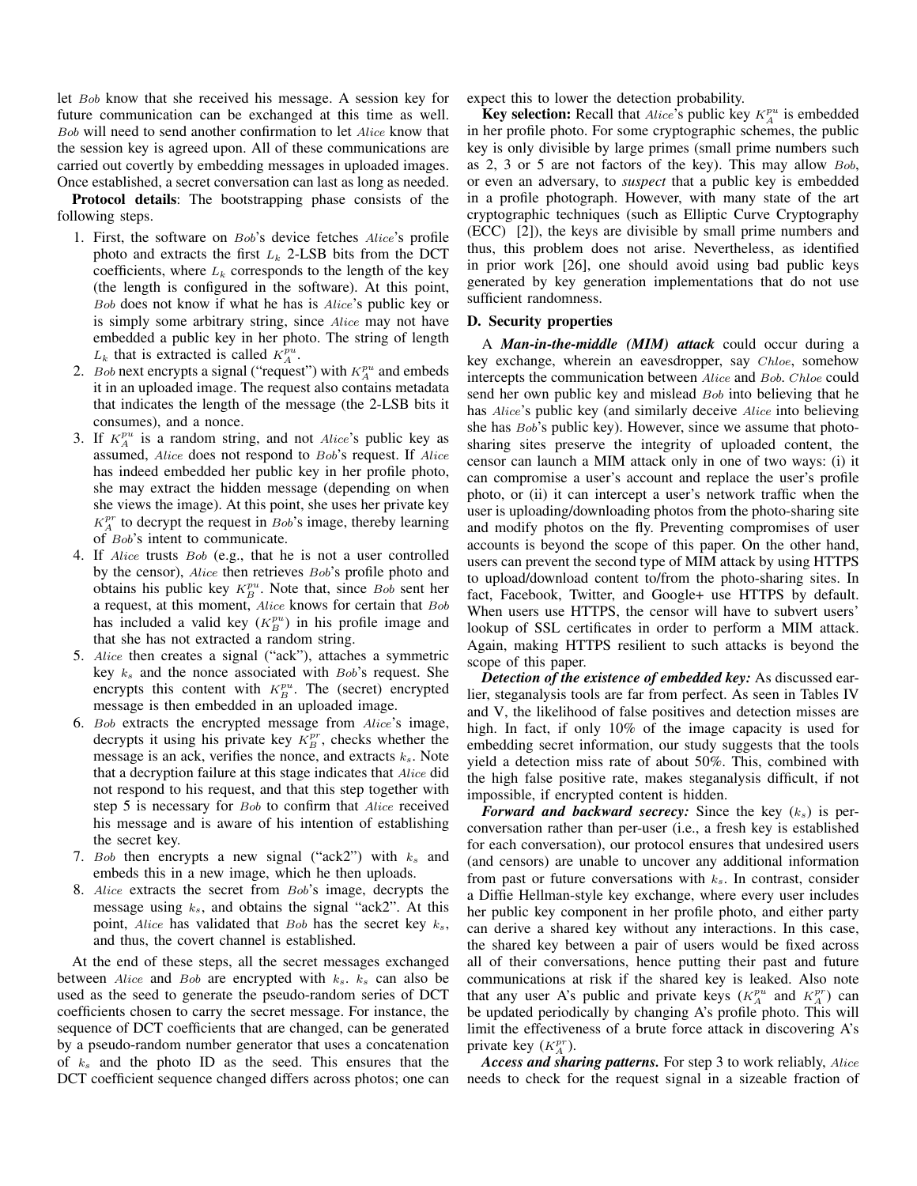let *Bob* know that she received his message. A session key for future communication can be exchanged at this time as well. *Bob* will need to send another confirmation to let *Alice* know that the session key is agreed upon. All of these communications are carried out covertly by embedding messages in uploaded images. Once established, a secret conversation can last as long as needed.

**Protocol details**: The bootstrapping phase consists of the following steps.

1. First, the software on *Bob*'s device fetches *Alice*'s profile photo and extracts the first $L_k$ 2-LSB bits from the DCT coefficients, where $L_k$ corresponds to the length of the key (the length is configured in the software). At this point, *Bob* does not know if what he has is *Alice*'s public key or is simply some arbitrary string, since *Alice* may not have embedded a public key in her photo. The string of length $L_k$ that is extracted is called $K_A^{pu}$.
2. *Bob* next encrypts a signal ("request") with $K_A^{pu}$ and embeds it in an uploaded image. The request also contains metadata that indicates the length of the message (the 2-LSB bits it consumes), and a nonce.
3. If $K_A^{pu}$ is a random string, and not *Alice*'s public key as assumed, *Alice* does not respond to *Bob*'s request. If *Alice* has indeed embedded her public key in her profile photo, she may extract the hidden message (depending on when she views the image). At this point, she uses her private key $K_A^{pr}$ to decrypt the request in *Bob*'s image, thereby learning of *Bob*'s intent to communicate.
4. If *Alice* trusts *Bob* (e.g., that he is not a user controlled by the censor), *Alice* then retrieves *Bob*'s profile photo and obtains his public key $K_B^{pu}$. Note that, since *Bob* sent her a request, at this moment, *Alice* knows for certain that *Bob* has included a valid key ($K_B^{pu}$) in his profile image and that she has not extracted a random string.
5. *Alice* then creates a signal ("ack"), attaches a symmetric key $k_s$ and the nonce associated with *Bob*'s request. She encrypts this content with $K_B^{pu}$. The (secret) encrypted message is then embedded in an uploaded image.
6. *Bob* extracts the encrypted message from *Alice*'s image, decrypts it using his private key $K_B^{pr}$, checks whether the message is an ack, verifies the nonce, and extracts $k_s$. Note that a decryption failure at this stage indicates that *Alice* did not respond to his request, and that this step together with step 5 is necessary for *Bob* to confirm that *Alice* received his message and is aware of his intention of establishing the secret key.
7. *Bob* then encrypts a new signal ("ack2") with $k_s$ and embeds this in a new image, which he then uploads.
8. *Alice* extracts the secret from *Bob*'s image, decrypts the message using $k_s$, and obtains the signal "ack2". At this point, *Alice* has validated that *Bob* has the secret key $k_s$, and thus, the covert channel is established.

At the end of these steps, all the secret messages exchanged between *Alice* and *Bob* are encrypted with $k_s$. $k_s$ can also be used as the seed to generate the pseudo-random series of DCT coefficients chosen to carry the secret message. For instance, the sequence of DCT coefficients that are changed, can be generated by a pseudo-random number generator that uses a concatenation of $k_s$ and the photo ID as the seed. This ensures that the DCT coefficient sequence changed differs across photos; one can expect this to lower the detection probability.

**Key selection:** Recall that *Alice*'s public key $K_A^{pu}$ is embedded in her profile photo. For some cryptographic schemes, the public key is only divisible by large primes (small prime numbers such as 2, 3 or 5 are not factors of the key). This may allow *Bob*, or even an adversary, to *suspect* that a public key is embedded in a profile photograph. However, with many state of the art cryptographic techniques (such as Elliptic Curve Cryptography (ECC) [2]), the keys are divisible by small prime numbers and thus, this problem does not arise. Nevertheless, as identified in prior work [26], one should avoid using bad public keys generated by key generation implementations that do not use sufficient randomness.

### D. Security properties

A ***Man-in-the-middle (MIM) attack*** could occur during a key exchange, wherein an eavesdropper, say *Chloe*, somehow intercepts the communication between *Alice* and *Bob*. *Chloe* could send her own public key and mislead *Bob* into believing that he has *Alice*'s public key (and similarly deceive *Alice* into believing she has *Bob*'s public key). However, since we assume that photo-sharing sites preserve the integrity of uploaded content, the censor can launch a MIM attack only in one of two ways: (i) it can compromise a user's account and replace the user's profile photo, or (ii) it can intercept a user's network traffic when the user is uploading/downloading photos from the photo-sharing site and modify photos on the fly. Preventing compromises of user accounts is beyond the scope of this paper. On the other hand, users can prevent the second type of MIM attack by using HTTPS to upload/download content to/from the photo-sharing sites. In fact, Facebook, Twitter, and Google+ use HTTPS by default. When users use HTTPS, the censor will have to subvert users' lookup of SSL certificates in order to perform a MIM attack. Again, making HTTPS resilient to such attacks is beyond the scope of this paper.

***Detection of the existence of embedded key:*** As discussed earlier, steganalysis tools are far from perfect. As seen in Tables IV and V, the likelihood of false positives and detection misses are high. In fact, if only 10% of the image capacity is used for embedding secret information, our study suggests that the tools yield a detection miss rate of about 50%. This, combined with the high false positive rate, makes steganalysis difficult, if not impossible, if encrypted content is hidden.

***Forward and backward secrecy:*** Since the key ($k_s$) is per-conversation rather than per-user (i.e., a fresh key is established for each conversation), our protocol ensures that undesired users (and censors) are unable to uncover any additional information from past or future conversations with $k_s$. In contrast, consider a Diffie Hellman-style key exchange, where every user includes her public key component in her profile photo, and either party can derive a shared key without any interactions. In this case, the shared key between a pair of users would be fixed across all of their conversations, hence putting their past and future communications at risk if the shared key is leaked. Also note that any user A's public and private keys ($K_A^{pu}$ and $K_A^{pr}$) can be updated periodically by changing A's profile photo. This will limit the effectiveness of a brute force attack in discovering A's private key ($K_A^{pr}$).

***Access and sharing patterns.*** For step 3 to work reliably, *Alice* needs to check for the request signal in a sizeable fraction of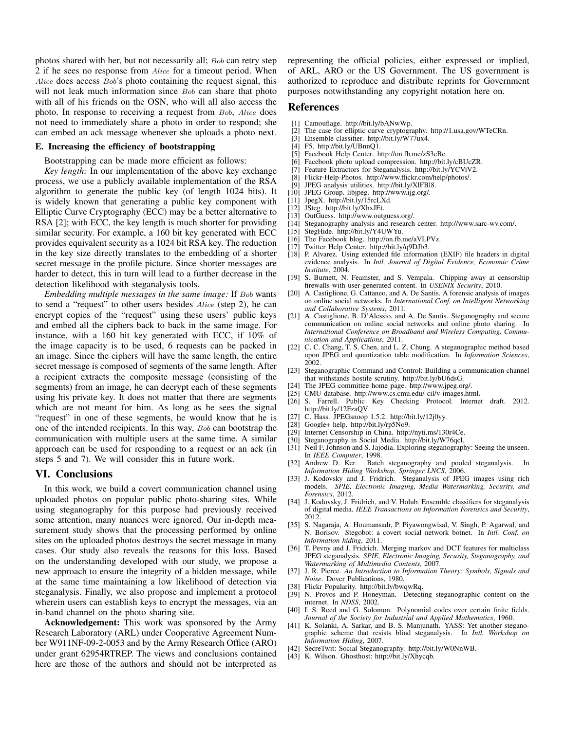photos shared with her, but not necessarily all; *Bob* can retry step 2 if he sees no response from *Alice* for a timeout period. When *Alice* does access *Bob*'s photo containing the request signal, this will not leak much information since *Bob* can share that photo with all of his friends on the OSN, who will all also access the photo. In response to receiving a request from *Bob*, *Alice* does not need to immediately share a photo in order to respond; she can embed an ack message whenever she uploads a photo next.

### E. Increasing the efficiency of bootstrapping

Bootstrapping can be made more efficient as follows:

*Key length:* In our implementation of the above key exchange process, we use a publicly available implementation of the RSA algorithm to generate the public key (of length 1024 bits). It is widely known that generating a public key component with Elliptic Curve Cryptography (ECC) may be a better alternative to RSA [2]; with ECC, the key length is much shorter for providing similar security. For example, a 160 bit key generated with ECC provides equivalent security as a 1024 bit RSA key. The reduction in the key size directly translates to the embedding of a shorter secret message in the profile picture. Since shorter messages are harder to detect, this in turn will lead to a further decrease in the detection likelihood with steganalysis tools.

*Embedding multiple messages in the same image:* If *Bob* wants to send a "request" to other users besides *Alice* (step 2), he can encrypt copies of the "request" using these users' public keys and embed all the ciphers back to back in the same image. For instance, with a 160 bit key generated with ECC, if 10% of the image capacity is to be used, 6 requests can be packed in an image. Since the ciphers will have the same length, the entire secret message is composed of segments of the same length. After a recipient extracts the composite message (consisting of the segments) from an image, he can decrypt each of these segments using his private key. It does not matter that there are segments which are not meant for him. As long as he sees the signal "request" in one of these segments, he would know that he is one of the intended recipients. In this way, *Bob* can bootstrap the communication with multiple users at the same time. A similar approach can be used for responding to a request or an ack (in steps 5 and 7). We will consider this in future work.

## VI. Conclusions

In this work, we build a covert communication channel using uploaded photos on popular public photo-sharing sites. While using steganography for this purpose had previously received some attention, many nuances were ignored. Our in-depth measurement study shows that the processing performed by online sites on the uploaded photos destroys the secret message in many cases. Our study also reveals the reasons for this loss. Based on the understanding developed with our study, we propose a new approach to ensure the integrity of a hidden message, while at the same time maintaining a low likelihood of detection via steganalysis. Finally, we also propose and implement a protocol wherein users can establish keys to encrypt the messages, via an in-band channel on the photo sharing site.

**Acknowledgement:** This work was sponsored by the Army Research Laboratory (ARL) under Cooperative Agreement Number W911NF-09-2-0053 and by the Army Research Office (ARO) under grant 62954RTREP. The views and conclusions contained here are those of the authors and should not be interpreted as representing the official policies, either expressed or implied, of ARL, ARO or the US Government. The US government is authorized to reproduce and distribute reprints for Government purposes notwithstanding any copyright notation here on.

## References

[1] Camouflage. http://bit.ly/bANwWp.
[2] The case for elliptic curve cryptography. http://1.usa.gov/WTeCRn.
[3] Ensemble classifier. http://bit.ly/W77ux4.
[4] F5. http://bit.ly/UBnnQ1.
[5] Facebook Help Center. http://on.fb.me/zS3eBc.
[6] Facebook photo upload compression. http://bit.ly/cBUcZR.
[7] Feature Extractors for Steganalysis. http://bit.ly/YCViV2.
[8] Flickr-Help-Photos. http://www.flickr.com/help/photos/.
[9] JPEG analysis utilities. http://bit.ly/XlFBl8.
[10] JPEG Group. libjpeg. http://www.ijg.org/.
[11] JpegX. http://bit.ly/15rcLXd.
[12] JSteg. http://bit.ly/XhxJEt.
[13] OutGuess. http://www.outguess.org/.
[14] Steganography analysis and research center. http://www.sarc-wv.com/.
[15] StegHide. http://bit.ly/Y4UWYu.
[16] The Facebook blog. http://on.fb.me/aVLPVz.
[17] Twitter Help Center. http://bit.ly/q9DJb3.
[18] P. Alvarez. Using extended file information (EXIF) file headers in digital evidence analysis. In *Intl. Journal of Digital Evidence, Economic Crime Institute*, 2004.
[19] S. Burnett, N. Feamster, and S. Vempala. Chipping away at censorship firewalls with user-generated content. In *USENIX Security*, 2010.
[20] A. Castiglione, G. Cattaneo, and A. De Santis. A forensic analysis of images on online social networks. In *International Conf. on Intelligent Networking and Collaborative Systems*, 2011.
[21] A. Castiglione, B. D'Alessio, and A. De Santis. Steganography and secure communication on online social networks and online photo sharing. In *International Conference on Broadband and Wireless Computing, Communication and Applications*, 2011.
[22] C. C. Chang, T. S. Chen, and L. Z. Chung. A steganographic method based upon JPEG and quantization table modification. In *Information Sciences*, 2002.
[23] Steganographic Command and Control: Building a communication channel that withstands hostile scrutiny. http://bit.ly/bU6dsG.
[24] The JPEG committee home page. http://www.jpeg.org/.
[25] CMU database. http://www.cs.cmu.edu/ cil/v-images.html.
[26] S. Farrell. Public Key Checking Protocol. Internet draft. 2012. http://bit.ly/12FzaQV.
[27] C. Hass. JPEGsnoop 1.5.2. http://bit.ly/12j0yy.
[28] Google+ help. http://bit.ly/rp5No9.
[29] Internet Censorship in China. http://nyti.ms/130r4Ce.
[30] Steganography in Social Media. http://bit.ly/W76qcl.
[31] Neil F. Johnson and S. Jajodia. Exploring steganography: Seeing the unseen. In *IEEE Computer*, 1998.
[32] Andrew D. Ker. Batch steganography and pooled steganalysis. In *Information Hiding Workshop, Springer LNCS*, 2006.
[33] J. Kodovsky and J. Fridrich. Steganalysis of JPEG images using rich models. *SPIE, Electronic Imaging, Media Watermarking, Security, and Forensics*, 2012.
[34] J. Kodovsky, J. Fridrich, and V. Holub. Ensemble classifiers for steganalysis of digital media. *IEEE Transactions on Information Forensics and Security*, 2012.
[35] S. Nagaraja, A. Houmansadr, P. Piyawongwisal, V. Singh, P. Agarwal, and N. Borisov. Stegobot: a covert social network botnet. In *Intl. Conf. on Information hiding*, 2011.
[36] T. Pevny and J. Fridrich. Merging markov and DCT features for multiclass JPEG steganalysis. *SPIE, Electronic Imaging, Security, Steganography, and Watermarking of Multimedia Contents*, 2007.
[37] J. R. Pierce. *An Introduction to Information Theory: Symbols, Signals and Noise*. Dover Publications, 1980.
[38] Flickr Popularity. http://bit.ly/bwqwRq.
[39] N. Provos and P. Honeyman. Detecting steganographic content on the internet. In *NDSS*, 2002.
[40] I. S. Reed and G. Solomon. Polynomial codes over certain finite fields. *Journal of the Society for Industrial and Applied Mathematics*, 1960.
[41] K. Solanki, A. Sarkar, and B. S. Manjunath. YASS: Yet another steganographic scheme that resists blind steganalysis. In *Intl. Workshop on Information Hiding*, 2007.
[42] SecreTwit: Social Steganography. http://bit.ly/W0NnWB.
[43] K. Wilson. Ghosthost: http://bit.ly/Xhycqb.